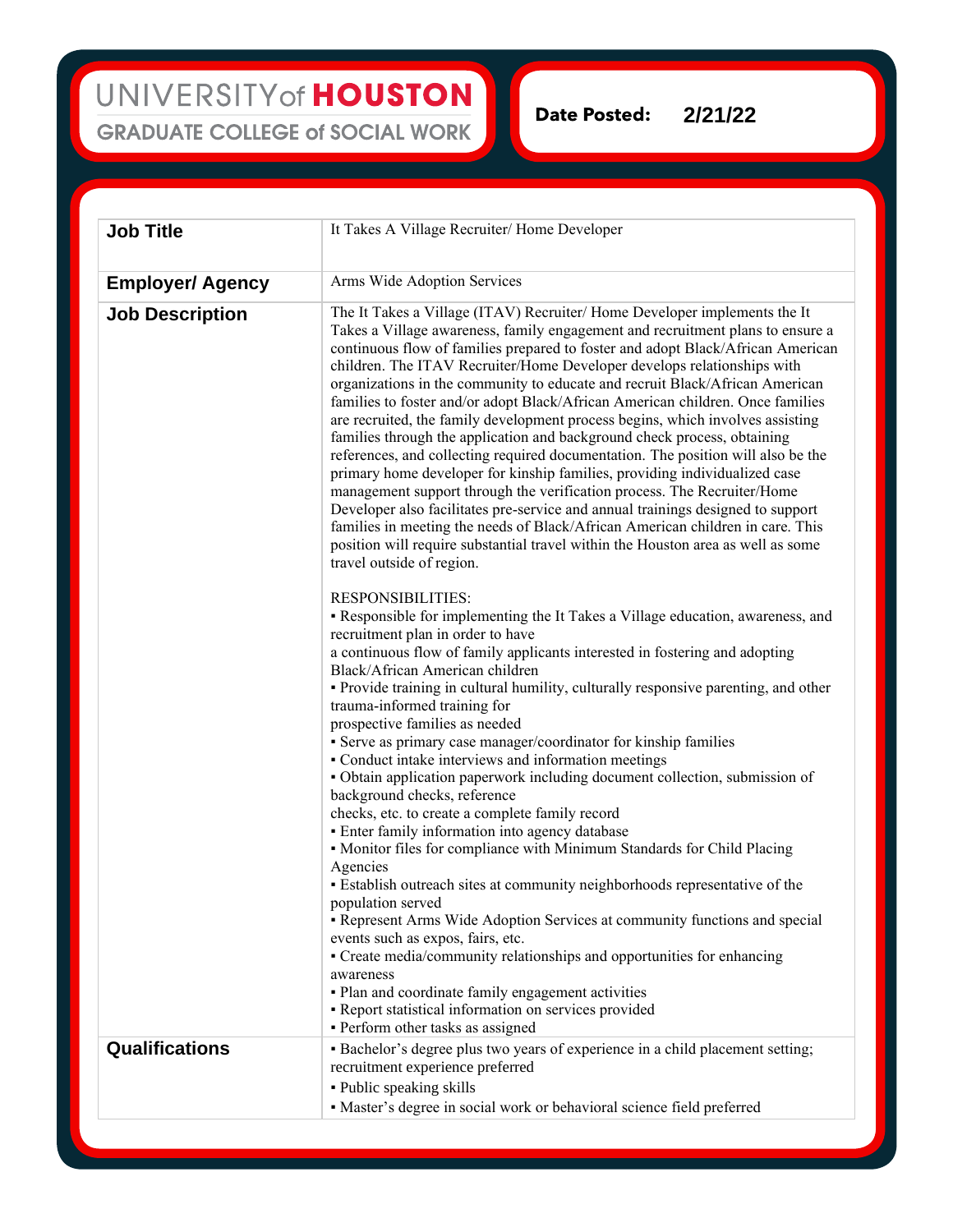UNIVERSITY of **HOUSTON**

GRADUATE COLLEGE of SOCIAL WORK

**Date Posted:** **2/21/22**

| **Job Title** | It Takes A Village Recruiter/ Home Developer |
|---|---|
| **Employer/ Agency** | Arms Wide Adoption Services |
| **Job Description** | The It Takes a Village (ITAV) Recruiter/ Home Developer implements the It Takes a Village awareness, family engagement and recruitment plans to ensure a continuous flow of families prepared to foster and adopt Black/African American children. The ITAV Recruiter/Home Developer develops relationships with organizations in the community to educate and recruit Black/African American families to foster and/or adopt Black/African American children. Once families are recruited, the family development process begins, which involves assisting families through the application and background check process, obtaining references, and collecting required documentation. The position will also be the primary home developer for kinship families, providing individualized case management support through the verification process. The Recruiter/Home Developer also facilitates pre-service and annual trainings designed to support families in meeting the needs of Black/African American children in care. This position will require substantial travel within the Houston area as well as some travel outside of region.<br><br>RESPONSIBILITIES:<br>▪ Responsible for implementing the It Takes a Village education, awareness, and recruitment plan in order to have a continuous flow of family applicants interested in fostering and adopting Black/African American children<br>▪ Provide training in cultural humility, culturally responsive parenting, and other trauma-informed training for prospective families as needed<br>▪ Serve as primary case manager/coordinator for kinship families<br>▪ Conduct intake interviews and information meetings<br>▪ Obtain application paperwork including document collection, submission of background checks, reference checks, etc. to create a complete family record<br>▪ Enter family information into agency database<br>▪ Monitor files for compliance with Minimum Standards for Child Placing Agencies<br>▪ Establish outreach sites at community neighborhoods representative of the population served<br>▪ Represent Arms Wide Adoption Services at community functions and special events such as expos, fairs, etc.<br>▪ Create media/community relationships and opportunities for enhancing awareness<br>▪ Plan and coordinate family engagement activities<br>▪ Report statistical information on services provided<br>▪ Perform other tasks as assigned |
| **Qualifications** | ▪ Bachelor's degree plus two years of experience in a child placement setting; recruitment experience preferred<br>▪ Public speaking skills<br>▪ Master's degree in social work or behavioral science field preferred |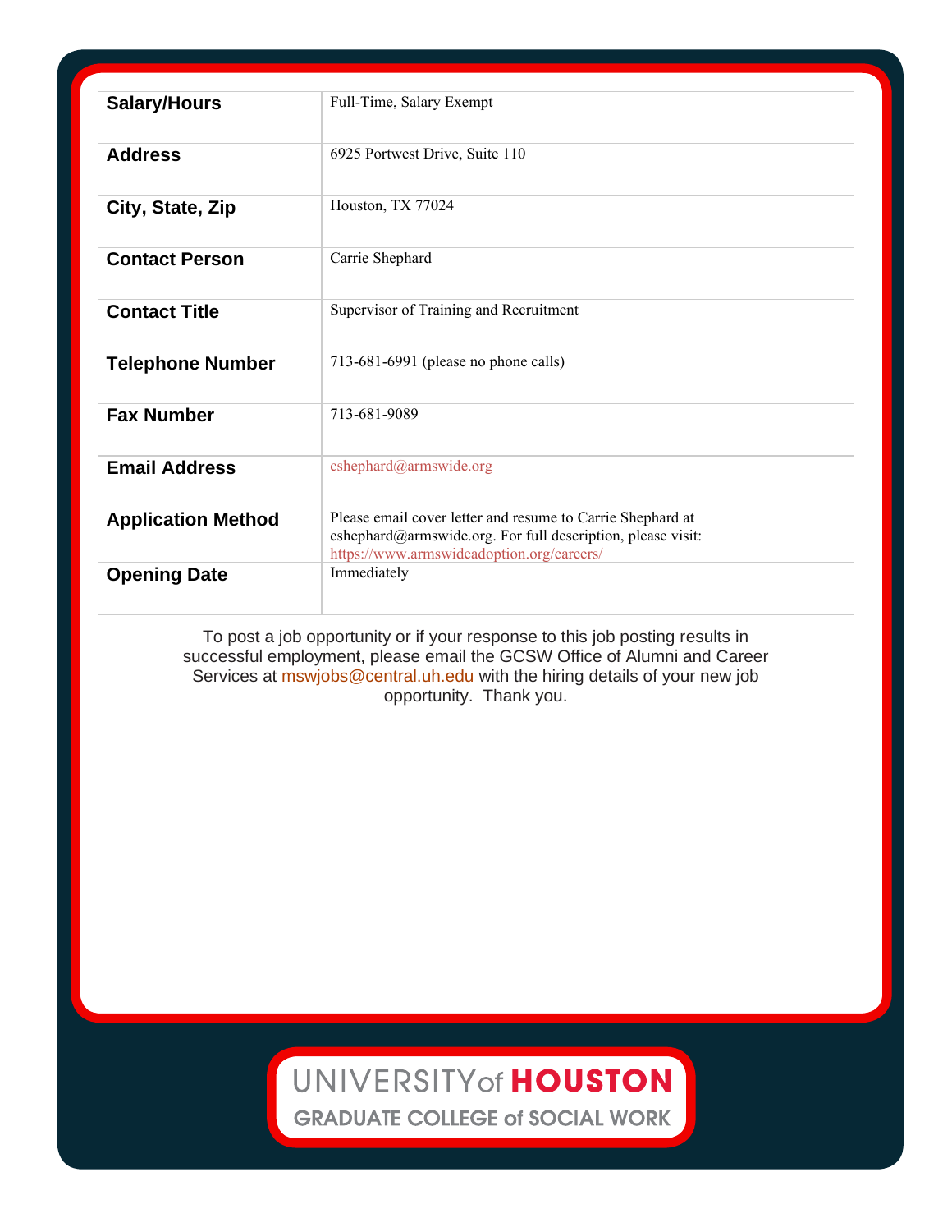| | |
|---|---|
| **Salary/Hours** | Full-Time, Salary Exempt |
| **Address** | 6925 Portwest Drive, Suite 110 |
| **City, State, Zip** | Houston, TX 77024 |
| **Contact Person** | Carrie Shephard |
| **Contact Title** | Supervisor of Training and Recruitment |
| **Telephone Number** | 713-681-6991 (please no phone calls) |
| **Fax Number** | 713-681-9089 |
| **Email Address** | cshephard@armswide.org |
| **Application Method** | Please email cover letter and resume to Carrie Shephard at cshephard@armswide.org. For full description, please visit: https://www.armswideadoption.org/careers/ |
| **Opening Date** | Immediately |

To post a job opportunity or if your response to this job posting results in successful employment, please email the GCSW Office of Alumni and Career Services at mswjobs@central.uh.edu with the hiring details of your new job opportunity. Thank you.

UNIVERSITY of HOUSTON
GRADUATE COLLEGE of SOCIAL WORK